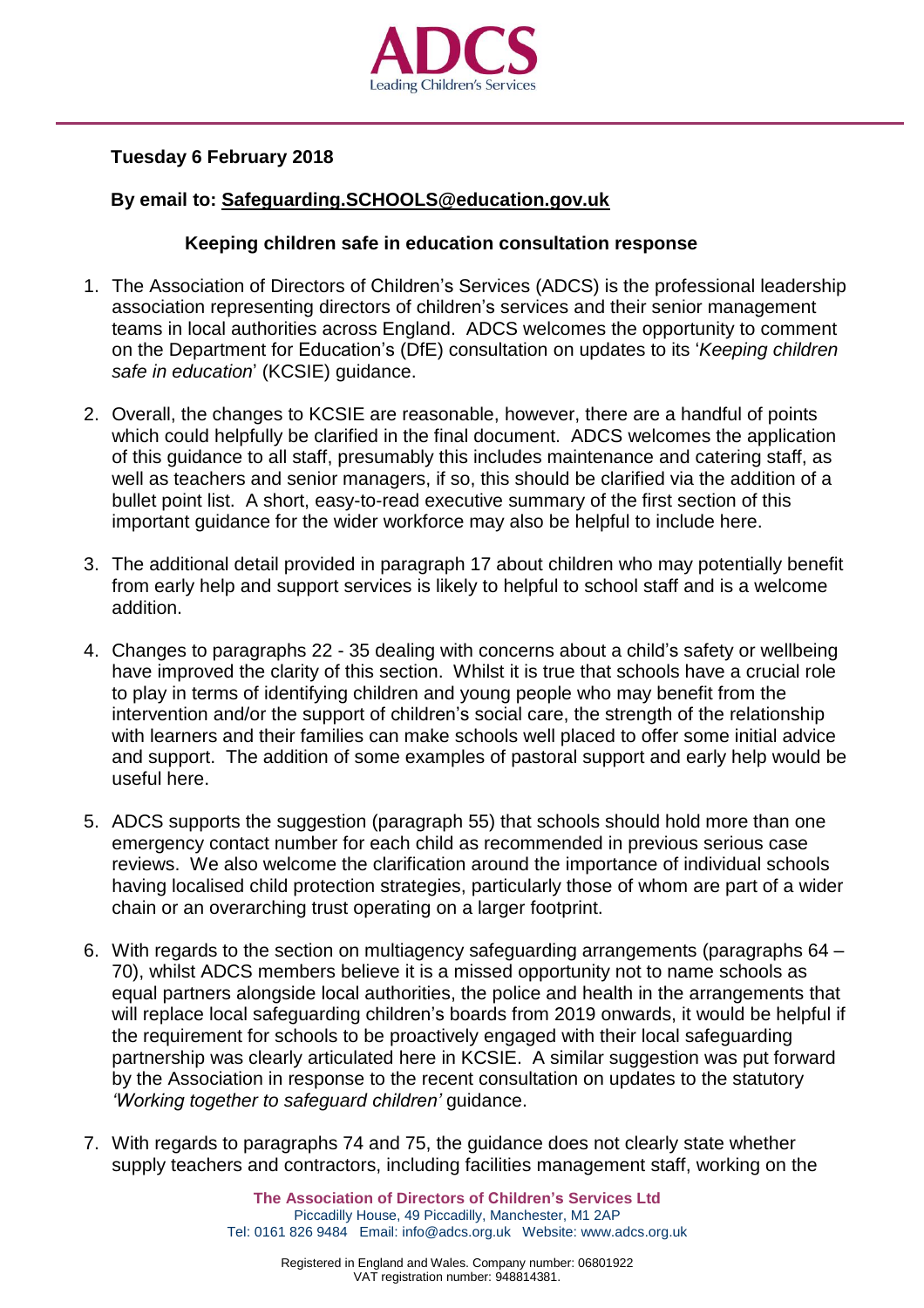**Tuesday 6 February 2018**

**By email to: Safeguarding.SCHOOLS@education.gov.uk**

**Keeping children safe in education consultation response**

1. The Association of Directors of Children's Services (ADCS) is the professional leadership association representing directors of children's services and their senior management teams in local authorities across England. ADCS welcomes the opportunity to comment on the Department for Education's (DfE) consultation on updates to its '*Keeping children safe in education*' (KCSIE) guidance.

2. Overall, the changes to KCSIE are reasonable, however, there are a handful of points which could helpfully be clarified in the final document. ADCS welcomes the application of this guidance to all staff, presumably this includes maintenance and catering staff, as well as teachers and senior managers, if so, this should be clarified via the addition of a bullet point list. A short, easy-to-read executive summary of the first section of this important guidance for the wider workforce may also be helpful to include here.

3. The additional detail provided in paragraph 17 about children who may potentially benefit from early help and support services is likely to helpful to school staff and is a welcome addition.

4. Changes to paragraphs 22 - 35 dealing with concerns about a child's safety or wellbeing have improved the clarity of this section. Whilst it is true that schools have a crucial role to play in terms of identifying children and young people who may benefit from the intervention and/or the support of children's social care, the strength of the relationship with learners and their families can make schools well placed to offer some initial advice and support. The addition of some examples of pastoral support and early help would be useful here.

5. ADCS supports the suggestion (paragraph 55) that schools should hold more than one emergency contact number for each child as recommended in previous serious case reviews. We also welcome the clarification around the importance of individual schools having localised child protection strategies, particularly those of whom are part of a wider chain or an overarching trust operating on a larger footprint.

6. With regards to the section on multiagency safeguarding arrangements (paragraphs 64 – 70), whilst ADCS members believe it is a missed opportunity not to name schools as equal partners alongside local authorities, the police and health in the arrangements that will replace local safeguarding children's boards from 2019 onwards, it would be helpful if the requirement for schools to be proactively engaged with their local safeguarding partnership was clearly articulated here in KCSIE. A similar suggestion was put forward by the Association in response to the recent consultation on updates to the statutory *'Working together to safeguard children'* guidance.

7. With regards to paragraphs 74 and 75, the guidance does not clearly state whether supply teachers and contractors, including facilities management staff, working on the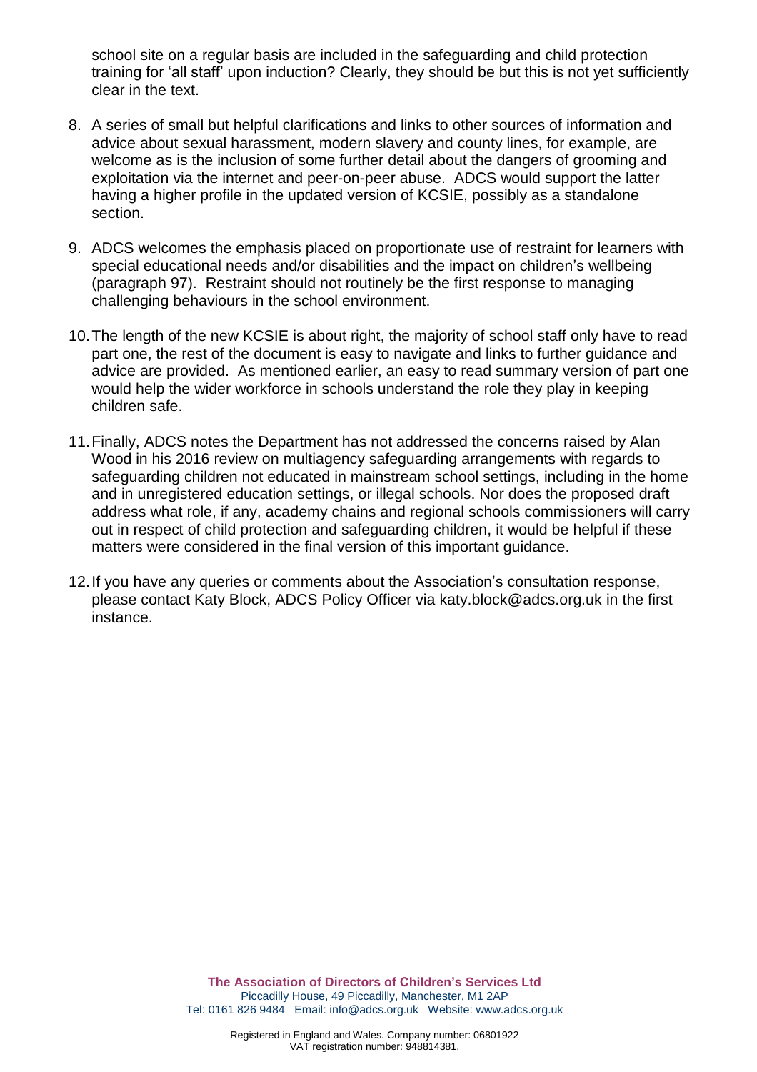school site on a regular basis are included in the safeguarding and child protection training for 'all staff' upon induction? Clearly, they should be but this is not yet sufficiently clear in the text.

8. A series of small but helpful clarifications and links to other sources of information and advice about sexual harassment, modern slavery and county lines, for example, are welcome as is the inclusion of some further detail about the dangers of grooming and exploitation via the internet and peer-on-peer abuse. ADCS would support the latter having a higher profile in the updated version of KCSIE, possibly as a standalone section.

9. ADCS welcomes the emphasis placed on proportionate use of restraint for learners with special educational needs and/or disabilities and the impact on children's wellbeing (paragraph 97). Restraint should not routinely be the first response to managing challenging behaviours in the school environment.

10. The length of the new KCSIE is about right, the majority of school staff only have to read part one, the rest of the document is easy to navigate and links to further guidance and advice are provided. As mentioned earlier, an easy to read summary version of part one would help the wider workforce in schools understand the role they play in keeping children safe.

11. Finally, ADCS notes the Department has not addressed the concerns raised by Alan Wood in his 2016 review on multiagency safeguarding arrangements with regards to safeguarding children not educated in mainstream school settings, including in the home and in unregistered education settings, or illegal schools. Nor does the proposed draft address what role, if any, academy chains and regional schools commissioners will carry out in respect of child protection and safeguarding children, it would be helpful if these matters were considered in the final version of this important guidance.

12. If you have any queries or comments about the Association's consultation response, please contact Katy Block, ADCS Policy Officer via katy.block@adcs.org.uk in the first instance.